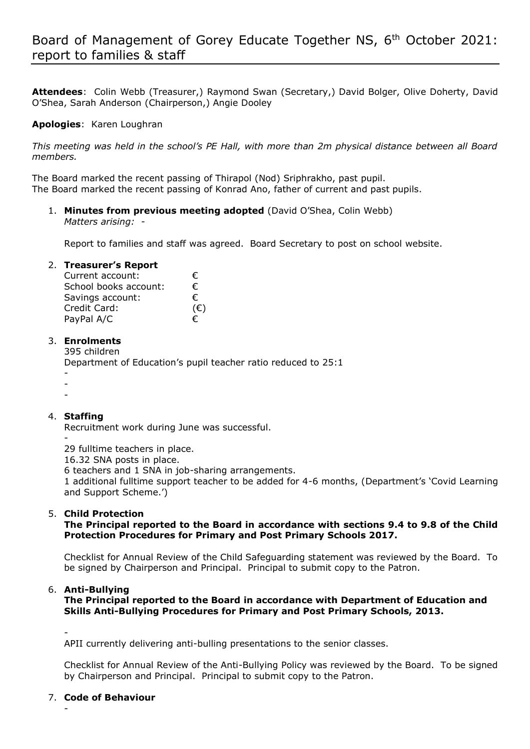# Board of Management of Gorey Educate Together NS, 6th October 2021: report to families & staff

**Attendees**: Colin Webb (Treasurer,) Raymond Swan (Secretary,) David Bolger, Olive Doherty, David O'Shea, Sarah Anderson (Chairperson,) Angie Dooley

**Apologies**: Karen Loughran

*This meeting was held in the school's PE Hall, with more than 2m physical distance between all Board members.*

The Board marked the recent passing of Thirapol (Nod) Sriphrakho, past pupil.
The Board marked the recent passing of Konrad Ano, father of current and past pupils.

1. **Minutes from previous meeting adopted** (David O'Shea, Colin Webb)
   *Matters arising:* -

   Report to families and staff was agreed. Board Secretary to post on school website.

2. **Treasurer's Report**

   | | |
   |---|---|
   | Current account: | € |
   | School books account: | € |
   | Savings account: | € |
   | Credit Card: | (€) |
   | PayPal A/C | € |

3. **Enrolments**
   395 children
   Department of Education's pupil teacher ratio reduced to 25:1
   -
   -
   -

4. **Staffing**
   Recruitment work during June was successful.
   -
   29 fulltime teachers in place.
   16.32 SNA posts in place.
   6 teachers and 1 SNA in job-sharing arrangements.
   1 additional fulltime support teacher to be added for 4-6 months, (Department's 'Covid Learning and Support Scheme.')

5. **Child Protection**
   **The Principal reported to the Board in accordance with sections 9.4 to 9.8 of the Child Protection Procedures for Primary and Post Primary Schools 2017.**

   Checklist for Annual Review of the Child Safeguarding statement was reviewed by the Board. To be signed by Chairperson and Principal. Principal to submit copy to the Patron.

6. **Anti-Bullying**
   **The Principal reported to the Board in accordance with Department of Education and Skills Anti-Bullying Procedures for Primary and Post Primary Schools, 2013.**

   -
   APII currently delivering anti-bulling presentations to the senior classes.

   Checklist for Annual Review of the Anti-Bullying Policy was reviewed by the Board. To be signed by Chairperson and Principal. Principal to submit copy to the Patron.

7. **Code of Behaviour**
   -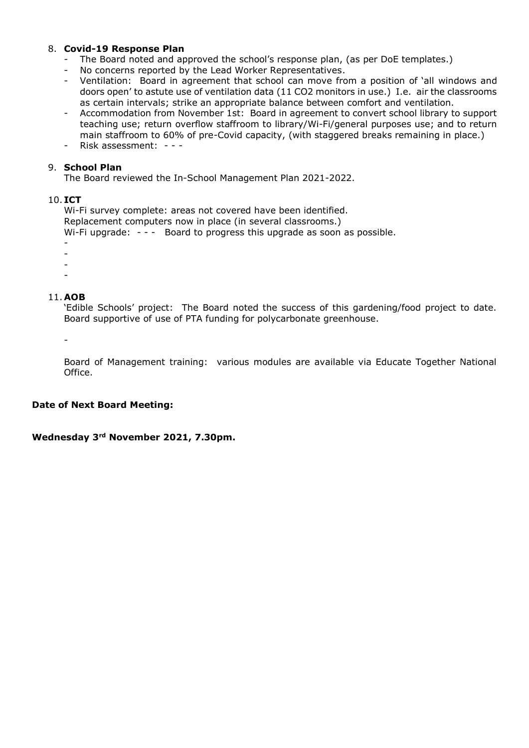8. **Covid-19 Response Plan**
   - The Board noted and approved the school's response plan, (as per DoE templates.)
   - No concerns reported by the Lead Worker Representatives.
   - Ventilation: Board in agreement that school can move from a position of 'all windows and doors open' to astute use of ventilation data (11 $CO_2$ monitors in use.) I.e. air the classrooms as certain intervals; strike an appropriate balance between comfort and ventilation.
   - Accommodation from November 1st: Board in agreement to convert school library to support teaching use; return overflow staffroom to library/Wi-Fi/general purposes use; and to return main staffroom to 60% of pre-Covid capacity, (with staggered breaks remaining in place.)
   - Risk assessment: - - -

9. **School Plan**

   The Board reviewed the In-School Management Plan 2021-2022.

10. **ICT**

    Wi-Fi survey complete: areas not covered have been identified.
    Replacement computers now in place (in several classrooms.)
    Wi-Fi upgrade: - - - Board to progress this upgrade as soon as possible.
    -
    -
    -
    -

11. **AOB**

    'Edible Schools' project: The Board noted the success of this gardening/food project to date. Board supportive of use of PTA funding for polycarbonate greenhouse.

    -

    Board of Management training: various modules are available via Educate Together National Office.

**Date of Next Board Meeting:**

**Wednesday 3rd November 2021, 7.30pm.**